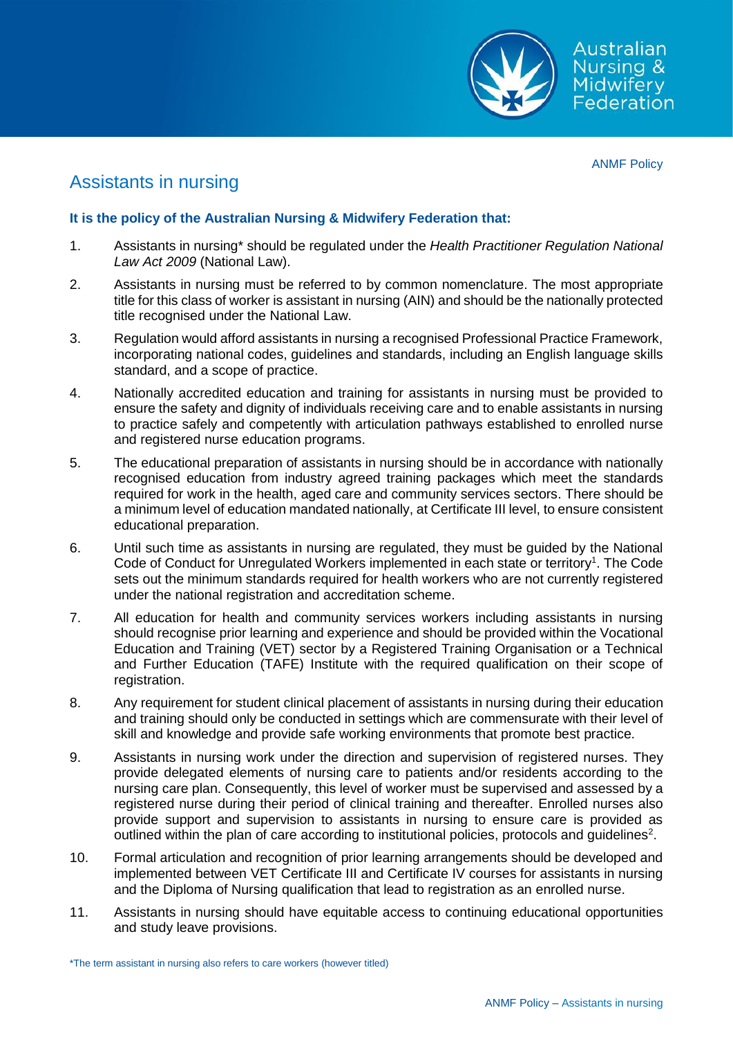ANMF Policy

# Assistants in nursing

**It is the policy of the Australian Nursing & Midwifery Federation that:**

1. Assistants in nursing* should be regulated under the *Health Practitioner Regulation National Law Act 2009* (National Law).
2. Assistants in nursing must be referred to by common nomenclature. The most appropriate title for this class of worker is assistant in nursing (AIN) and should be the nationally protected title recognised under the National Law.
3. Regulation would afford assistants in nursing a recognised Professional Practice Framework, incorporating national codes, guidelines and standards, including an English language skills standard, and a scope of practice.
4. Nationally accredited education and training for assistants in nursing must be provided to ensure the safety and dignity of individuals receiving care and to enable assistants in nursing to practice safely and competently with articulation pathways established to enrolled nurse and registered nurse education programs.
5. The educational preparation of assistants in nursing should be in accordance with nationally recognised education from industry agreed training packages which meet the standards required for work in the health, aged care and community services sectors. There should be a minimum level of education mandated nationally, at Certificate III level, to ensure consistent educational preparation.
6. Until such time as assistants in nursing are regulated, they must be guided by the National Code of Conduct for Unregulated Workers implemented in each state or territory[1]. The Code sets out the minimum standards required for health workers who are not currently registered under the national registration and accreditation scheme.
7. All education for health and community services workers including assistants in nursing should recognise prior learning and experience and should be provided within the Vocational Education and Training (VET) sector by a Registered Training Organisation or a Technical and Further Education (TAFE) Institute with the required qualification on their scope of registration.
8. Any requirement for student clinical placement of assistants in nursing during their education and training should only be conducted in settings which are commensurate with their level of skill and knowledge and provide safe working environments that promote best practice.
9. Assistants in nursing work under the direction and supervision of registered nurses. They provide delegated elements of nursing care to patients and/or residents according to the nursing care plan. Consequently, this level of worker must be supervised and assessed by a registered nurse during their period of clinical training and thereafter. Enrolled nurses also provide support and supervision to assistants in nursing to ensure care is provided as outlined within the plan of care according to institutional policies, protocols and guidelines[2].
10. Formal articulation and recognition of prior learning arrangements should be developed and implemented between VET Certificate III and Certificate IV courses for assistants in nursing and the Diploma of Nursing qualification that lead to registration as an enrolled nurse.
11. Assistants in nursing should have equitable access to continuing educational opportunities and study leave provisions.

*The term assistant in nursing also refers to care workers (however titled)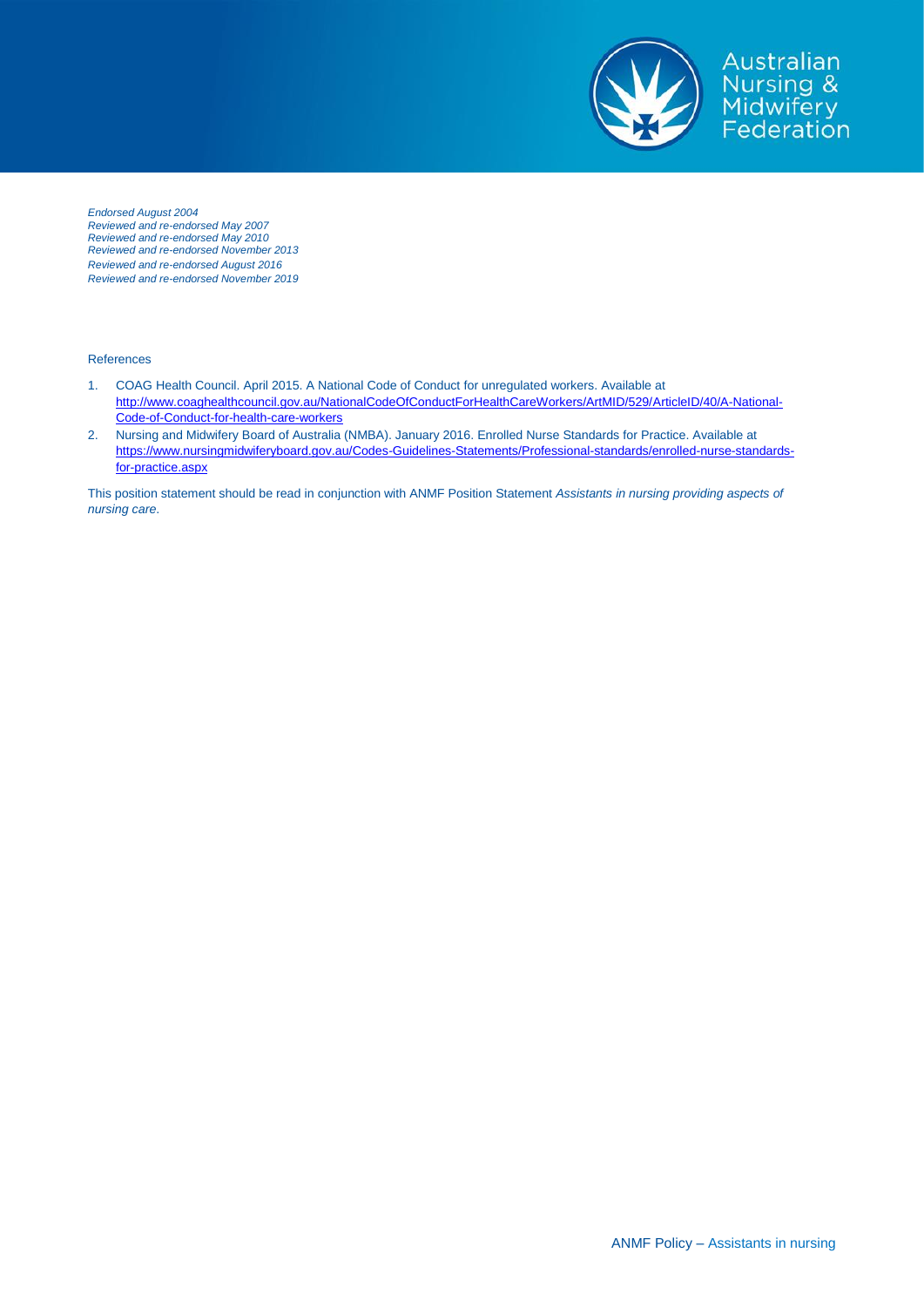*Endorsed August 2004*
*Reviewed and re-endorsed May 2007*
*Reviewed and re-endorsed May 2010*
*Reviewed and re-endorsed November 2013*
*Reviewed and re-endorsed August 2016*
*Reviewed and re-endorsed November 2019*

References

1. COAG Health Council. April 2015. A National Code of Conduct for unregulated workers. Available at http://www.coaghealthcouncil.gov.au/NationalCodeOfConductForHealthCareWorkers/ArtMID/529/ArticleID/40/A-National-Code-of-Conduct-for-health-care-workers
2. Nursing and Midwifery Board of Australia (NMBA). January 2016. Enrolled Nurse Standards for Practice. Available at https://www.nursingmidwiferyboard.gov.au/Codes-Guidelines-Statements/Professional-standards/enrolled-nurse-standards-for-practice.aspx

This position statement should be read in conjunction with ANMF Position Statement *Assistants in nursing providing aspects of nursing care*.